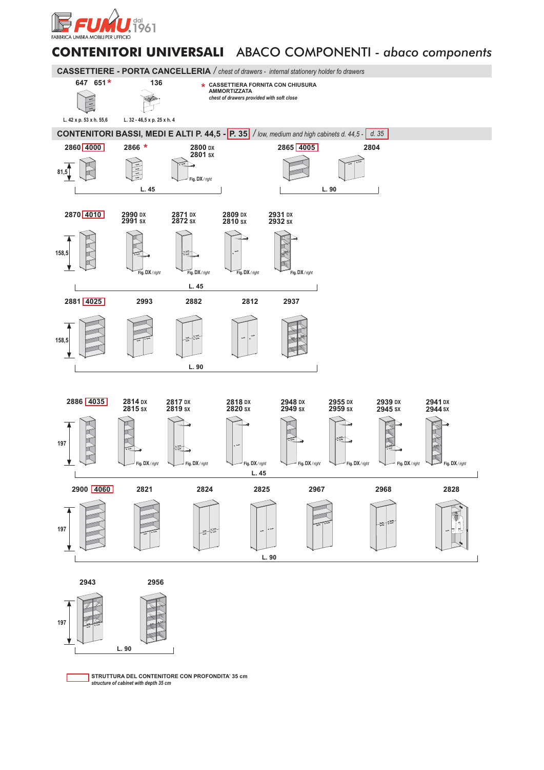FUMU dal 1961
FABBRICA UMBRA MOBILI PER UFFICIO

# CONTENITORI UNIVERSALI ABACO COMPONENTI - *abaco components*

## CASSETTIERE - PORTA CANCELLERIA / *chest of drawers - internal stationery holder fo drawers*

647 651*

136

\* **CASSETTIERA FORNITA CON CHIUSURA AMMORTIZZATA**
*chest of drawers provided with soft close*

L. 42 x p. 53 x h. 55,6

L. 32 - 46,5 x p. 25 x h. 4

## CONTENITORI BASSI, MEDI E ALTI P. 44,5 - P. 35 / *low, medium and high cabinets d. 44,5 - d. 35*

81,5

2860 4000 | 2866 * | 2800 DX 2801 SX (Fig. DX / *right*)

L. 45

2865 4005 | 2804

L. 90

158,5

2870 4010 | 2990 DX 2991 SX (Fig. DX / *right*) | 2871 DX 2872 SX (Fig. DX / *right*) | 2809 DX 2810 SX (Fig. DX / *right*) | 2931 DX 2932 SX (Fig. DX / *right*)

L. 45

158,5

2881 4025 | 2993 | 2882 | 2812 | 2937

L. 90

197

2886 4035 | 2814 DX 2815 SX (Fig. DX / *right*) | 2817 DX 2819 SX (Fig. DX / *right*) | 2818 DX 2820 SX (Fig. DX / *right*) | 2948 DX 2949 SX (Fig. DX / *right*) | 2955 DX 2959 SX (Fig. DX / *right*) | 2939 DX 2945 SX (Fig. DX / *right*) | 2941 DX 2944 SX (Fig. DX / *right*)

L. 45

197

2900 4060 | 2821 | 2824 | 2825 | 2967 | 2968 | 2828

L. 90

197

2943 | 2956

L. 90

**STRUTTURA DEL CONTENITORE CON PROFONDITA' 35 cm**
*structure of cabinet with depth 35 cm*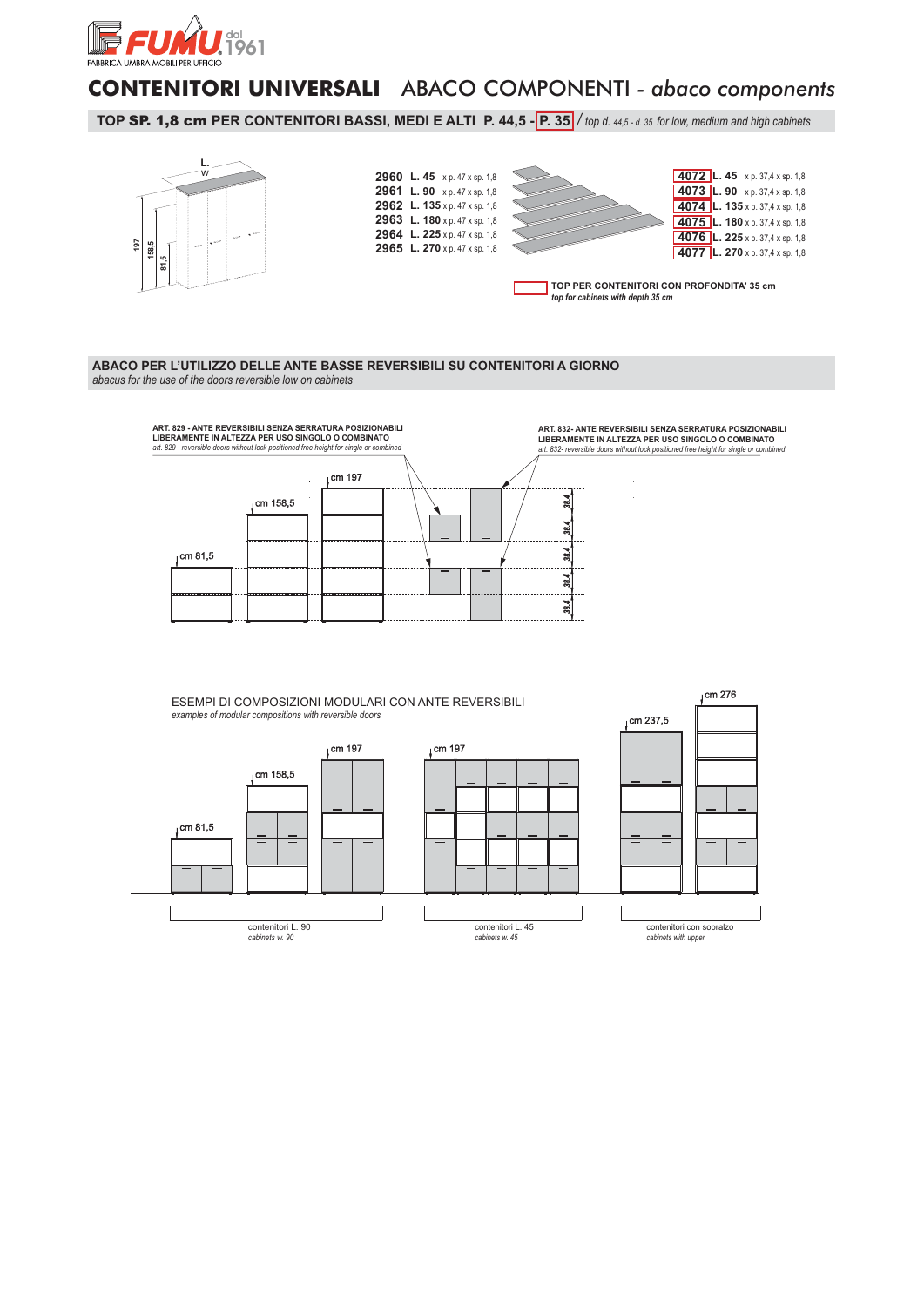# CONTENITORI UNIVERSALI ABACO COMPONENTI - *abaco components*

## TOP SP. 1,8 cm PER CONTENITORI BASSI, MEDI E ALTI P. 44,5 - P. 35 / *top d. 44,5 - d. 35 for low, medium and high cabinets*

| Art. | L. | Dimensioni |
|---|---|---|
| 2960 | L. 45 | x p. 47 x sp. 1,8 |
| 2961 | L. 90 | x p. 47 x sp. 1,8 |
| 2962 | L. 135 | x p. 47 x sp. 1,8 |
| 2963 | L. 180 | x p. 47 x sp. 1,8 |
| 2964 | L. 225 | x p. 47 x sp. 1,8 |
| 2965 | L. 270 | x p. 47 x sp. 1,8 |

| Art. | L. | Dimensioni |
|---|---|---|
| 4072 | L. 45 | x p. 37,4 x sp. 1,8 |
| 4073 | L. 90 | x p. 37,4 x sp. 1,8 |
| 4074 | L. 135 | x p. 37,4 x sp. 1,8 |
| 4075 | L. 180 | x p. 37,4 x sp. 1,8 |
| 4076 | L. 225 | x p. 37,4 x sp. 1,8 |
| 4077 | L. 270 | x p. 37,4 x sp. 1,8 |

TOP PER CONTENITORI CON PROFONDITA' 35 cm
*top for cabinets with depth 35 cm*

## ABACO PER L'UTILIZZO DELLE ANTE BASSE REVERSIBILI SU CONTENITORI A GIORNO
*abacus for the use of the doors reversible low on cabinets*

**ART. 829 - ANTE REVERSIBILI SENZA SERRATURA POSIZIONABILI LIBERAMENTE IN ALTEZZA PER USO SINGOLO O COMBINATO**
*art. 829 - reversible doors without lock positioned free height for single or combined*

**ART. 832- ANTE REVERSIBILI SENZA SERRATURA POSIZIONABILI LIBERAMENTE IN ALTEZZA PER USO SINGOLO O COMBINATO**
*art. 832- reversible doors without lock positioned free height for single or combined*

cm 81,5 — cm 158,5 — cm 197 — 38,4 — 38,4 — 38,4 — 38,4 — 38,4

## ESEMPI DI COMPOSIZIONI MODULARI CON ANTE REVERSIBILI
*examples of modular compositions with reversible doors*

cm 81,5 — cm 158,5 — cm 197 — cm 197 — cm 237,5 — cm 276

contenitori L. 90
*cabinets w. 90*

contenitori L. 45
*cabinets w. 45*

contenitori con sopralzo
*cabinets with upper*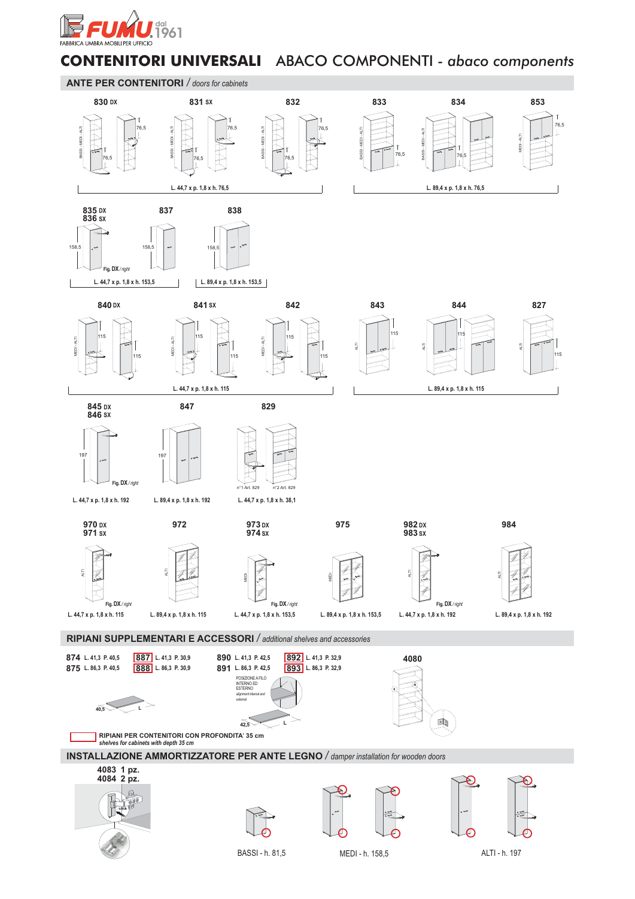FUMU dal 1961
FABBRICA UMBRA MOBILI PER UFFICIO

# CONTENITORI UNIVERSALI ABACO COMPONENTI - *abaco components*

## ANTE PER CONTENITORI / *doors for cabinets*

830 DX — 831 SX — 832 — 833 — 834 — 853

BASSI - MEDI - ALTI
76,5

L. 44,7 x p. 1,8 x h. 76,5

L. 89,4 x p. 1,8 x h. 76,5

835 DX
836 SX — 837 — 838

158,5

Fig. DX / *right*

L. 44,7 x p. 1,8 x h. 153,5

L. 89,4 x p. 1,8 x h. 153,5

840 DX — 841 SX — 842 — 843 — 844 — 827

MEDI - ALTI
ALTI
115

L. 44,7 x p. 1,8 x h. 115

L. 89,4 x p. 1,8 x h. 115

845 DX
846 SX — 847 — 829

197

Fig. DX / *right*

n°1 Art. 829 — n°2 Art. 829

L. 44,7 x p. 1,8 x h. 192

L. 89,4 x p. 1,8 x h. 192

L. 44,7 x p. 1,8 x h. 38,1

970 DX
971 SX — 972 — 973 DX
974 SX — 975 — 982 DX
983 SX — 984

ALTI — MEDI

Fig. DX / *right*

L. 44,7 x p. 1,8 x h. 115

L. 89,4 x p. 1,8 x h. 115

L. 44,7 x p. 1,8 x h. 153,5

L. 89,4 x p. 1,8 x h. 153,5

L. 44,7 x p. 1,8 x h. 192

L. 89,4 x p. 1,8 x h. 192

## RIPIANI SUPPLEMENTARI E ACCESSORI / *additional shelves and accessories*

**874** L. 41,3 P. 40,5
**875** L. 86,3 P. 40,5

**887** L. 41,3 P. 30,9
**888** L. 86,3 P. 30,9

**890** L. 41,3 P. 42,5
**891** L. 86,3 P. 42,5

**892** L. 41,3 P. 32,9
**893** L. 86,3 P. 32,9

**4080**

40,5 — L

POSIZIONE A FILO INTERNO ED ESTERNO
*alignment internal and external*

42,5 — L

RIPIANI PER CONTENITORI CON PROFONDITA' 35 cm
*shelves for cabinets with depth 35 cm*

## INSTALLAZIONE AMMORTIZZATORE PER ANTE LEGNO / *damper installation for wooden doors*

**4083** 1 pz.
**4084** 2 pz.

BASSI - h. 81,5

MEDI - h. 158,5

ALTI - h. 197